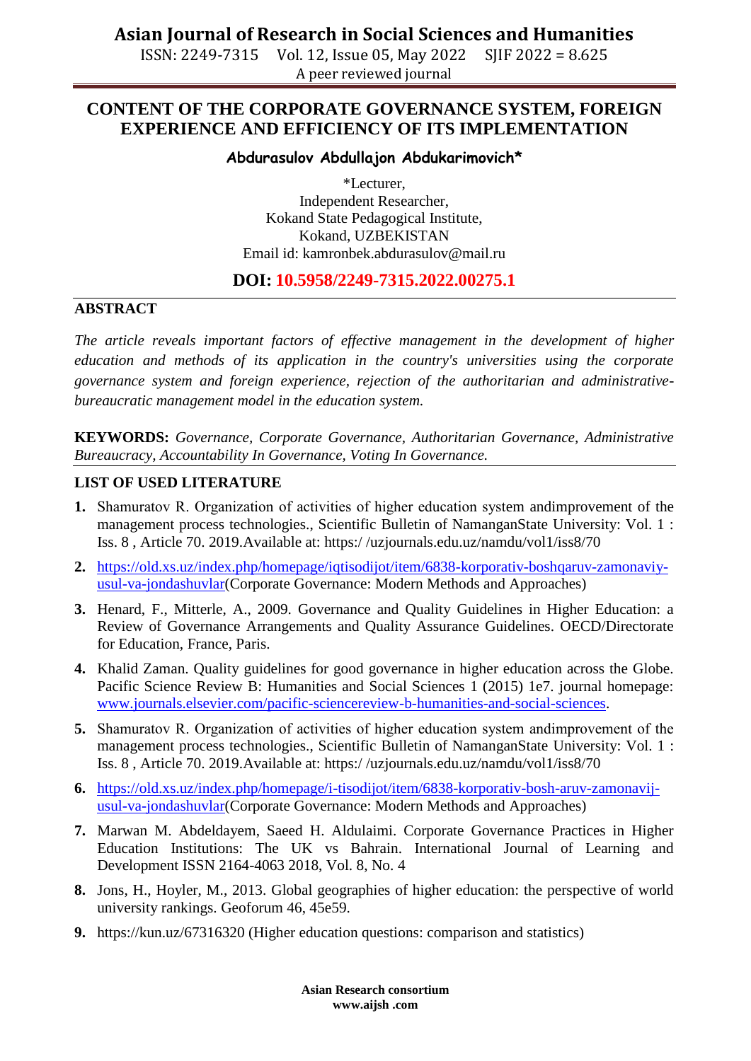# CONTENT OF THE CORPORATE GOVERNANCE SYSTEM, FOREIGN EXPERIENCE AND EFFICIENCY OF ITS IMPLEMENTATION

**Abdurasulov Abdullajon Abdukarimovich***

*Lecturer,
Independent Researcher,
Kokand State Pedagogical Institute,
Kokand, UZBEKISTAN
Email id: kamronbek.abdurasulov@mail.ru

**DOI: 10.5958/2249-7315.2022.00275.1**

## ABSTRACT

*The article reveals important factors of effective management in the development of higher education and methods of its application in the country's universities using the corporate governance system and foreign experience, rejection of the authoritarian and administrative-bureaucratic management model in the education system.*

**KEYWORDS:** *Governance, Corporate Governance, Authoritarian Governance, Administrative Bureaucracy, Accountability In Governance, Voting In Governance.*

## LIST OF USED LITERATURE

1. Shamuratov R. Organization of activities of higher education system andimprovement of the management process technologies., Scientific Bulletin of NamanganState University: Vol. 1 : Iss. 8 , Article 70. 2019.Available at: https:/ /uzjournals.edu.uz/namdu/vol1/iss8/70
2. https://old.xs.uz/index.php/homepage/iqtisodijot/item/6838-korporativ-boshqaruv-zamonaviy-usul-va-jondashuvlar(Corporate Governance: Modern Methods and Approaches)
3. Henard, F., Mitterle, A., 2009. Governance and Quality Guidelines in Higher Education: a Review of Governance Arrangements and Quality Assurance Guidelines. OECD/Directorate for Education, France, Paris.
4. Khalid Zaman. Quality guidelines for good governance in higher education across the Globe. Pacific Science Review B: Humanities and Social Sciences 1 (2015) 1e7. journal homepage: www.journals.elsevier.com/pacific-sciencereview-b-humanities-and-social-sciences.
5. Shamuratov R. Organization of activities of higher education system andimprovement of the management process technologies., Scientific Bulletin of NamanganState University: Vol. 1 : Iss. 8 , Article 70. 2019.Available at: https:/ /uzjournals.edu.uz/namdu/vol1/iss8/70
6. https://old.xs.uz/index.php/homepage/i-tisodijot/item/6838-korporativ-bosh-aruv-zamonavij-usul-va-jondashuvlar(Corporate Governance: Modern Methods and Approaches)
7. Marwan M. Abdeldayem, Saeed H. Aldulaimi. Corporate Governance Practices in Higher Education Institutions: The UK vs Bahrain. International Journal of Learning and Development ISSN 2164-4063 2018, Vol. 8, No. 4
8. Jons, H., Hoyler, M., 2013. Global geographies of higher education: the perspective of world university rankings. Geoforum 46, 45e59.
9. https://kun.uz/67316320 (Higher education questions: comparison and statistics)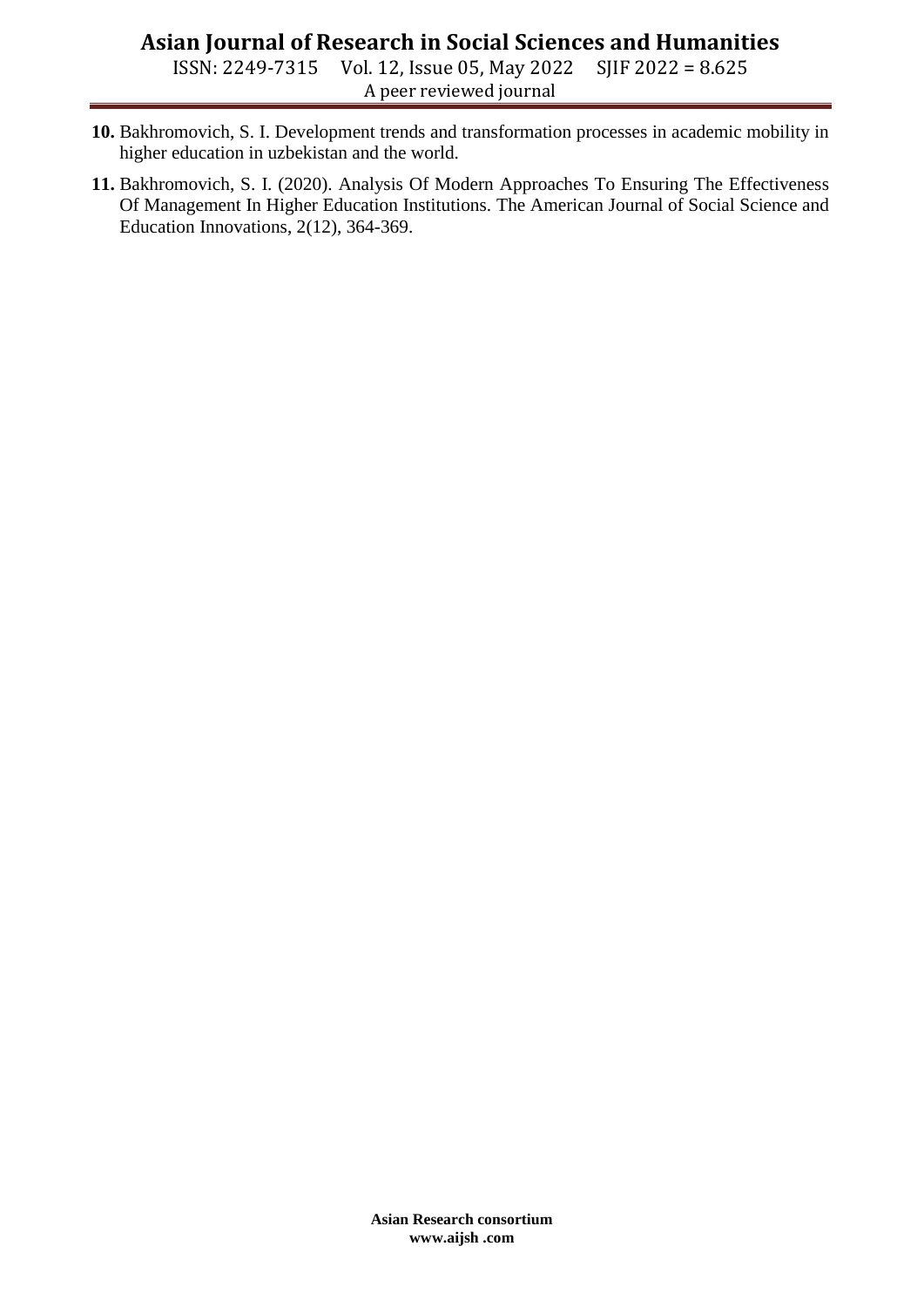10. Bakhromovich, S. I. Development trends and transformation processes in academic mobility in higher education in uzbekistan and the world.

11. Bakhromovich, S. I. (2020). Analysis Of Modern Approaches To Ensuring The Effectiveness Of Management In Higher Education Institutions. The American Journal of Social Science and Education Innovations, 2(12), 364-369.